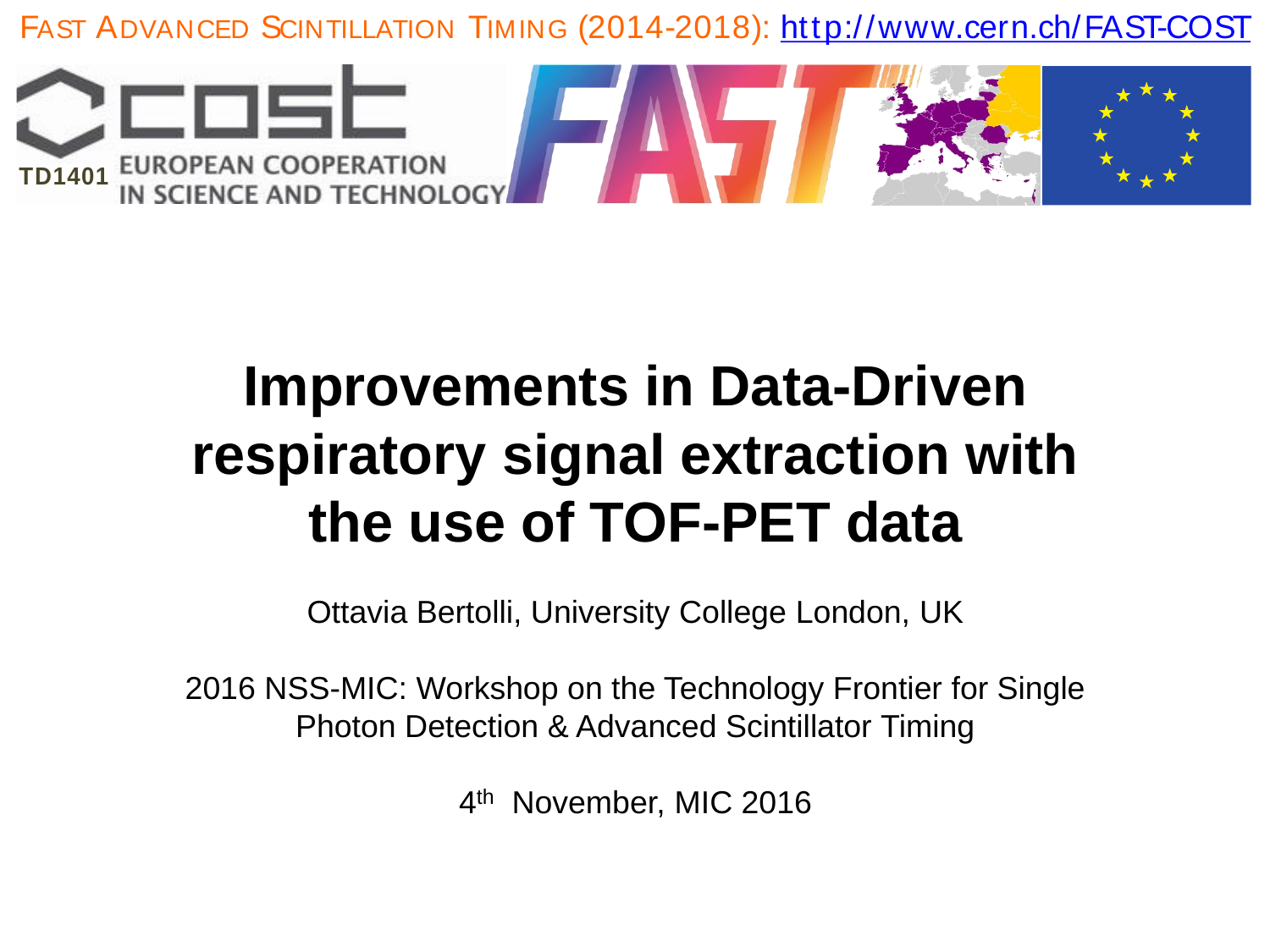FAST ADVANCED SCINTILLATION TIMING (2014-2018): http://www.cern.ch/FAST-COST

TD1401 EUROPEAN COOPERATION IN SCIENCE AND TECHNOLOGY

# Improvements in Data-Driven respiratory signal extraction with the use of TOF-PET data

Ottavia Bertolli, University College London, UK

2016 NSS-MIC: Workshop on the Technology Frontier for Single Photon Detection & Advanced Scintillator Timing

4th November, MIC 2016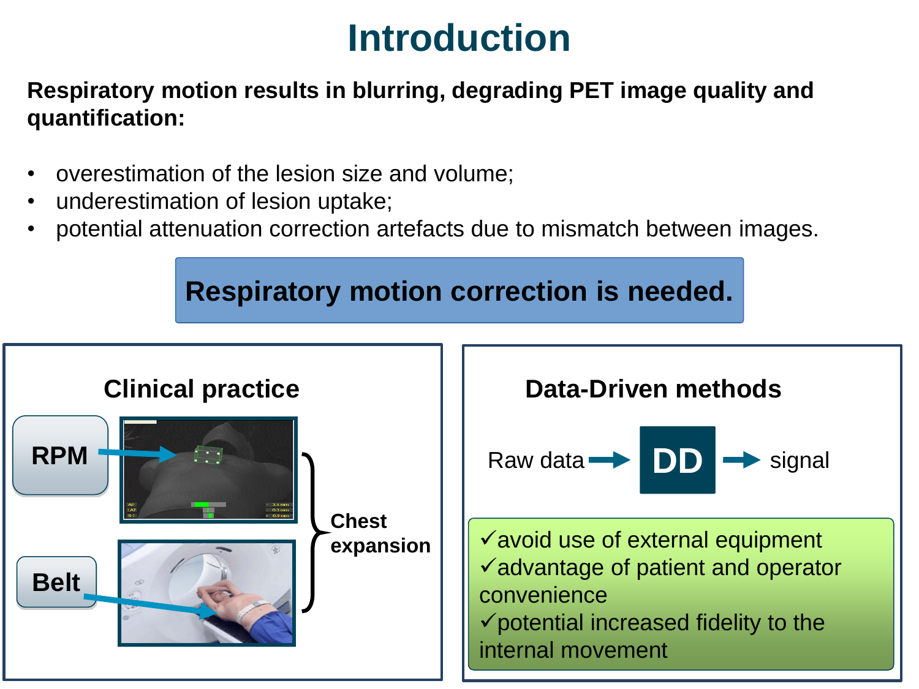# Introduction

**Respiratory motion results in blurring, degrading PET image quality and quantification:**

- overestimation of the lesion size and volume;
- underestimation of lesion uptake;
- potential attenuation correction artefacts due to mismatch between images.

**Respiratory motion correction is needed.**

## Clinical practice

RPM

Belt

Chest expansion

## Data-Driven methods

Raw data → DD → signal

✓avoid use of external equipment
✓advantage of patient and operator convenience
✓potential increased fidelity to the internal movement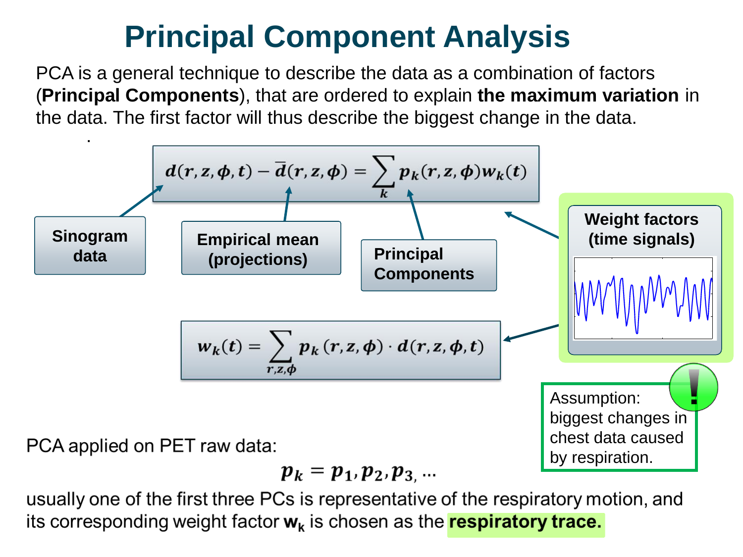# Principal Component Analysis

PCA is a general technique to describe the data as a combination of factors (**Principal Components**), that are ordered to explain **the maximum variation** in the data. The first factor will thus describe the biggest change in the data.

$$d(r,z,\phi,t) - \bar{d}(r,z,\phi) = \sum_k p_k(r,z,\phi)\, w_k(t)$$

**Sinogram data**

**Empirical mean (projections)**

**Principal Components**

**Weight factors (time signals)**

$$w_k(t) = \sum_{r,z,\phi} p_k(r,z,\phi) \cdot d(r,z,\phi,t)$$

Assumption: biggest changes in chest data caused by respiration.

PCA applied on PET raw data:

$$p_k = p_1, p_2, p_3, \ldots$$

usually one of the first three PCs is representative of the respiratory motion, and its corresponding weight factor $\mathbf{w_k}$ is chosen as the **respiratory trace.**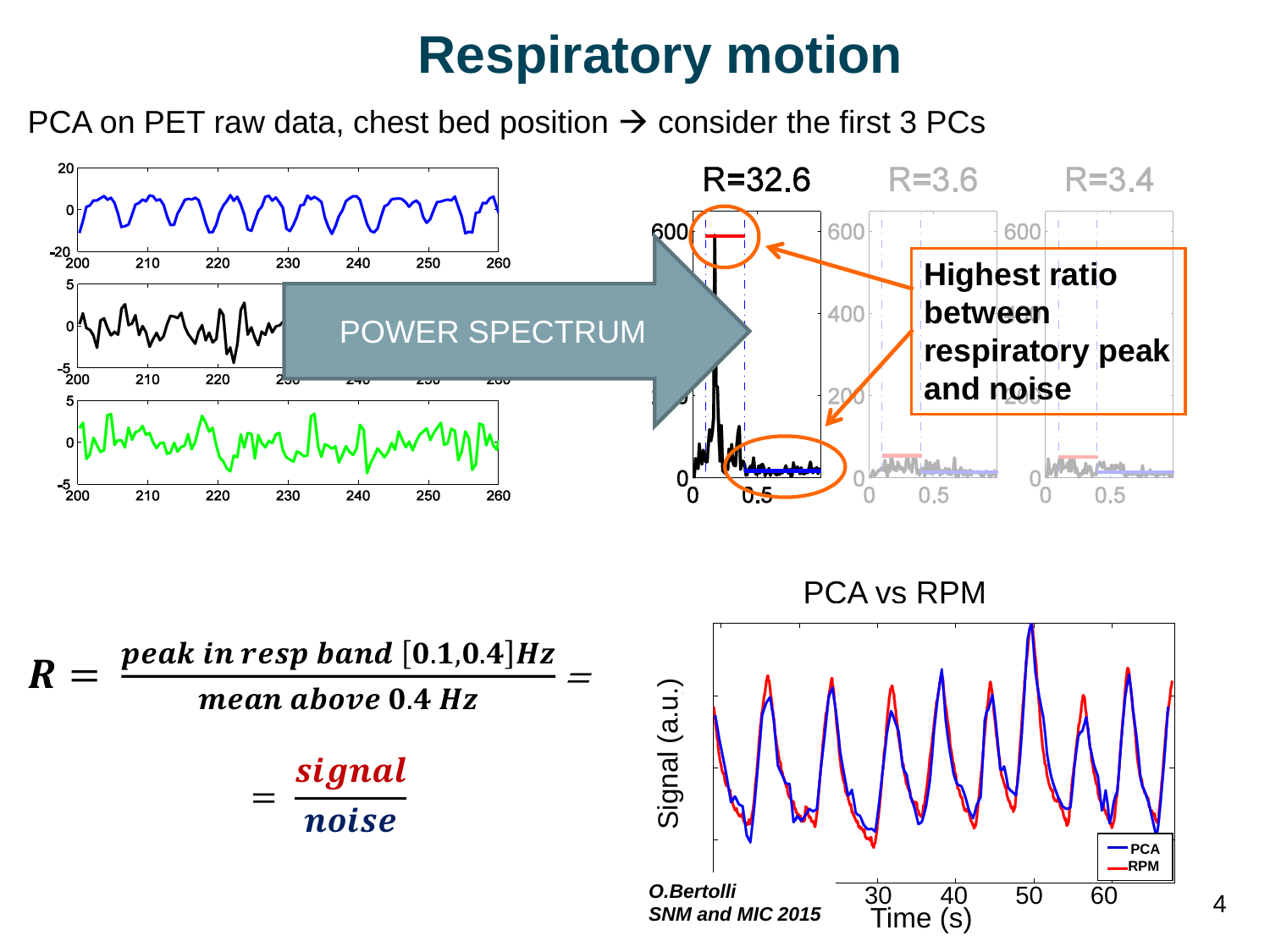# Respiratory motion

PCA on PET raw data, chest bed position → consider the first 3 PCs

POWER SPECTRUM

R=32.6 R=3.6 R=3.4

**Highest ratio between respiratory peak and noise**

$$R = \frac{peak\ in\ resp\ band\ [0.1, 0.4] Hz}{mean\ above\ 0.4\ Hz} =$$

$$= \frac{signal}{noise}$$

PCA vs RPM

*O.Bertolli*
*SNM and MIC 2015*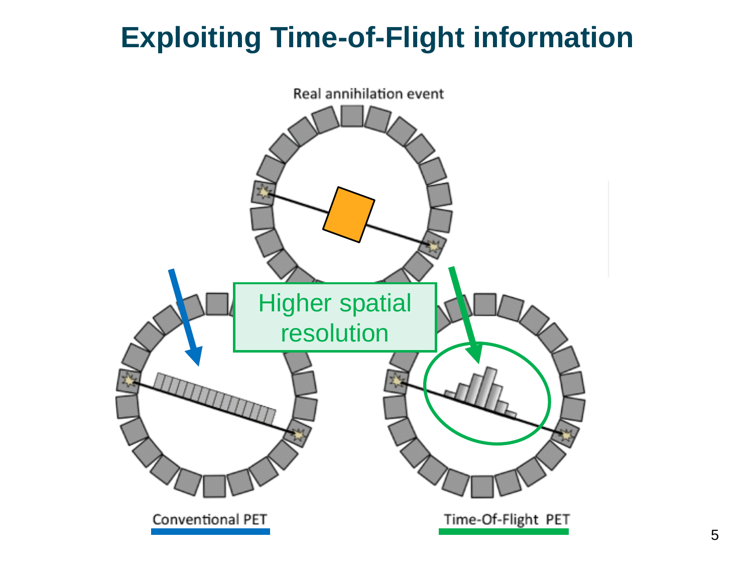# Exploiting Time-of-Flight information

Real annihilation event

Higher spatial resolution

Conventional PET

Time-Of-Flight PET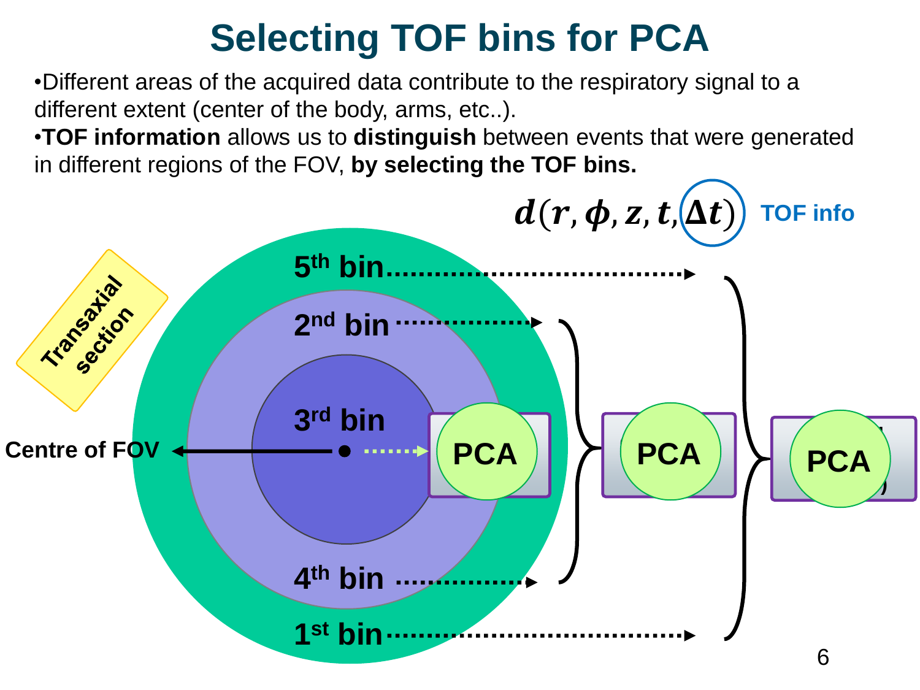# Selecting TOF bins for PCA

- Different areas of the acquired data contribute to the respiratory signal to a different extent (center of the body, arms, etc..).
- **TOF information** allows us to **distinguish** between events that were generated in different regions of the FOV, **by selecting the TOF bins.**

$$d(r, \phi, z, t, \Delta t)$$

TOF info

Transaxial section

5th bin

2nd bin

3rd bin

4th bin

1st bin

Centre of FOV

PCA

PCA

PCA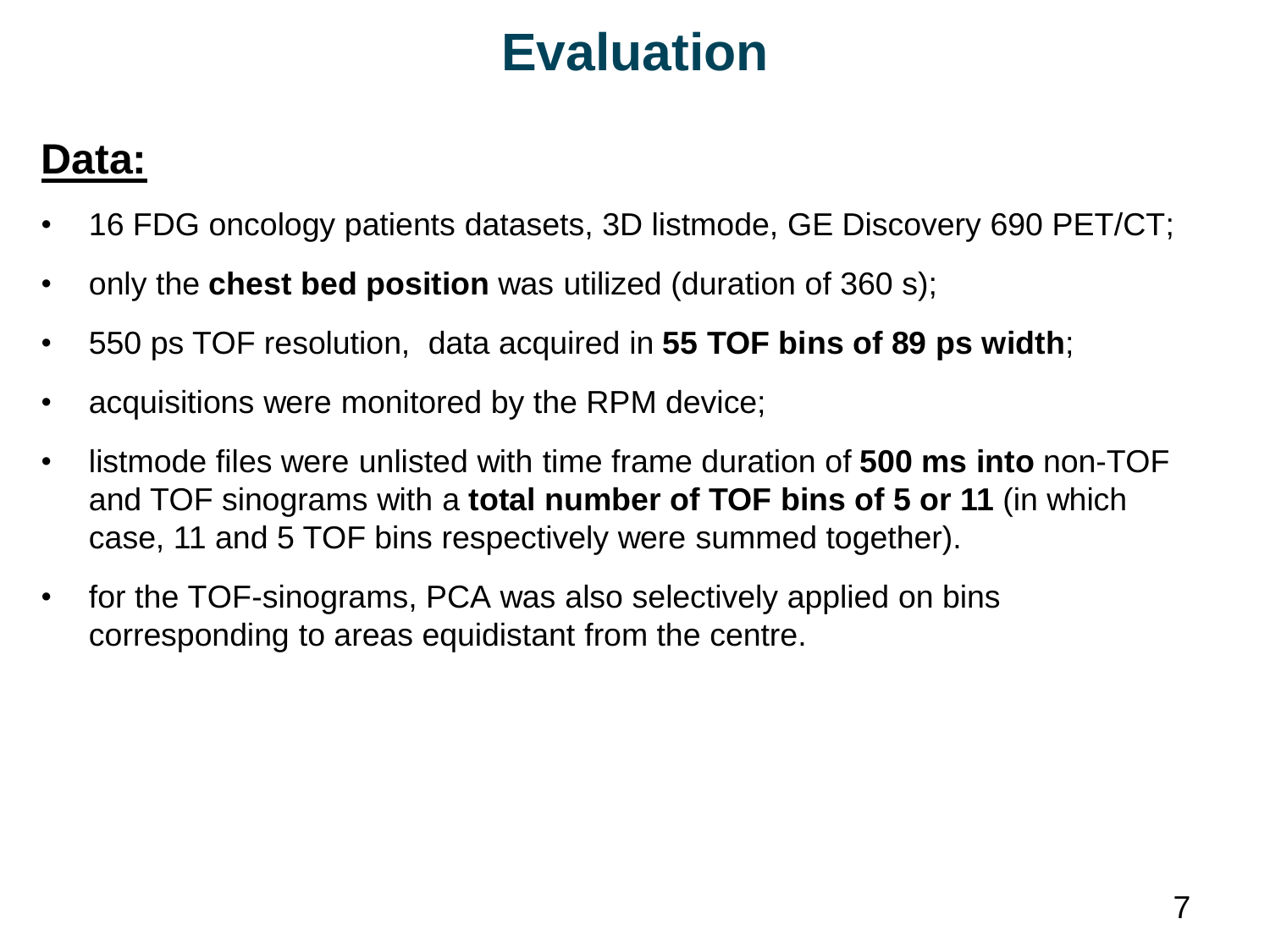# Evaluation

## Data:

- 16 FDG oncology patients datasets, 3D listmode, GE Discovery 690 PET/CT;
- only the **chest bed position** was utilized (duration of 360 s);
- 550 ps TOF resolution, data acquired in **55 TOF bins of 89 ps width**;
- acquisitions were monitored by the RPM device;
- listmode files were unlisted with time frame duration of **500 ms into** non-TOF and TOF sinograms with a **total number of TOF bins of 5 or 11** (in which case, 11 and 5 TOF bins respectively were summed together).
- for the TOF-sinograms, PCA was also selectively applied on bins corresponding to areas equidistant from the centre.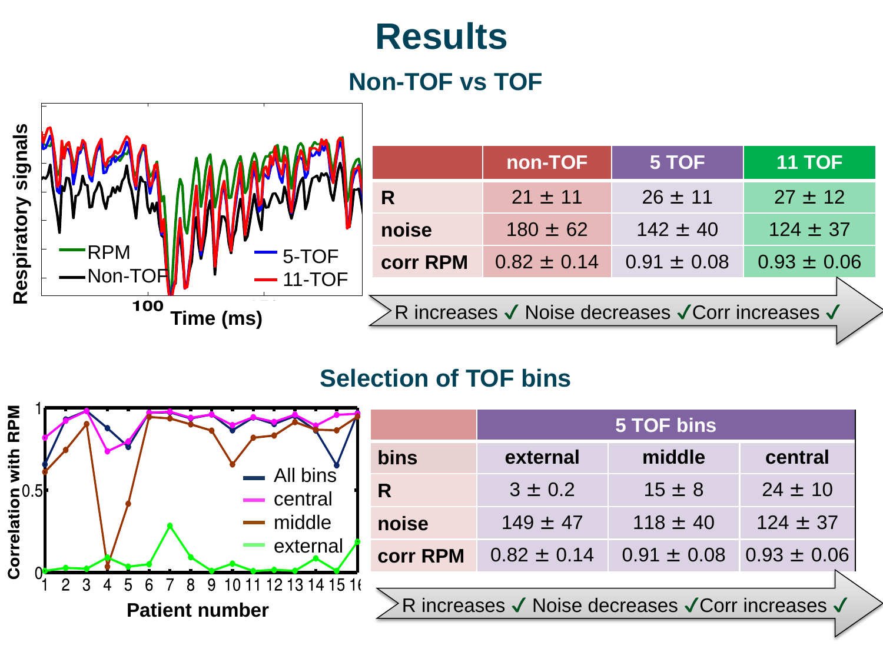# Results

## Non-TOF vs TOF

|  | non-TOF | 5 TOF | 11 TOF |
|---|---|---|---|
| R | 21 ± 11 | 26 ± 11 | 27 ± 12 |
| noise | 180 ± 62 | 142 ± 40 | 124 ± 37 |
| corr RPM | 0.82 ± 0.14 | 0.91 ± 0.08 | 0.93 ± 0.06 |

R increases ✓ Noise decreases ✓Corr increases ✓

## Selection of TOF bins

|  | 5 TOF bins | | |
|---|---|---|---|
| bins | external | middle | central |
| R | 3 ± 0.2 | 15 ± 8 | 24 ± 10 |
| noise | 149 ± 47 | 118 ± 40 | 124 ± 37 |
| corr RPM | 0.82 ± 0.14 | 0.91 ± 0.08 | 0.93 ± 0.06 |

R increases ✓ Noise decreases ✓Corr increases ✓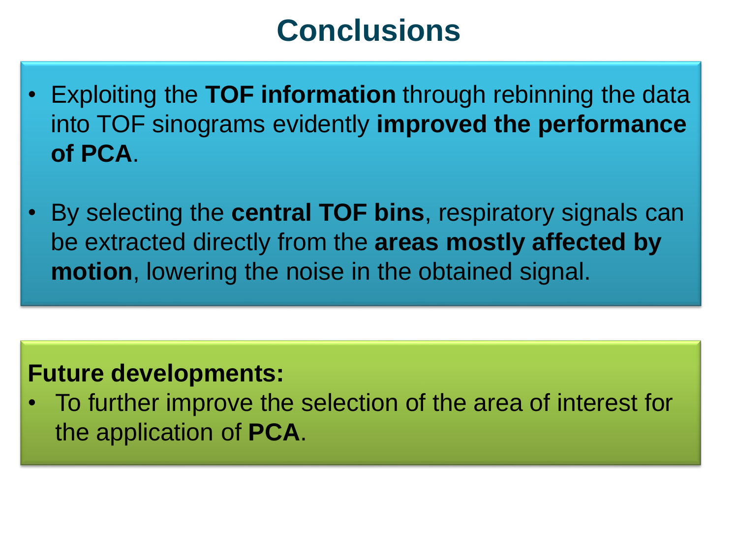# Conclusions

- Exploiting the **TOF information** through rebinning the data into TOF sinograms evidently **improved the performance of PCA**.

- By selecting the **central TOF bins**, respiratory signals can be extracted directly from the **areas mostly affected by motion**, lowering the noise in the obtained signal.

**Future developments:**

- To further improve the selection of the area of interest for the application of **PCA**.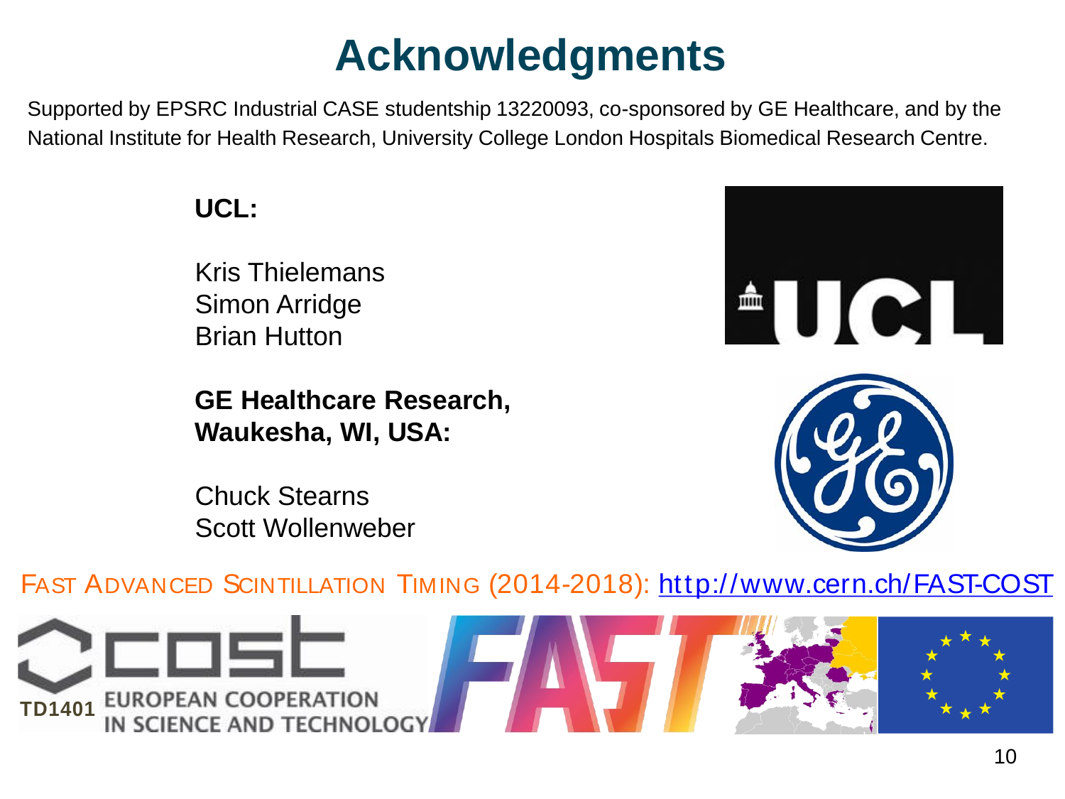# Acknowledgments

Supported by EPSRC Industrial CASE studentship 13220093, co-sponsored by GE Healthcare, and by the National Institute for Health Research, University College London Hospitals Biomedical Research Centre.

**UCL:**

Kris Thielemans
Simon Arridge
Brian Hutton

**GE Healthcare Research, Waukesha, WI, USA:**

Chuck Stearns
Scott Wollenweber

FAST ADVANCED SCINTILLATION TIMING (2014-2018): http://www.cern.ch/FAST-COST

TD1401 EUROPEAN COOPERATION IN SCIENCE AND TECHNOLOGY